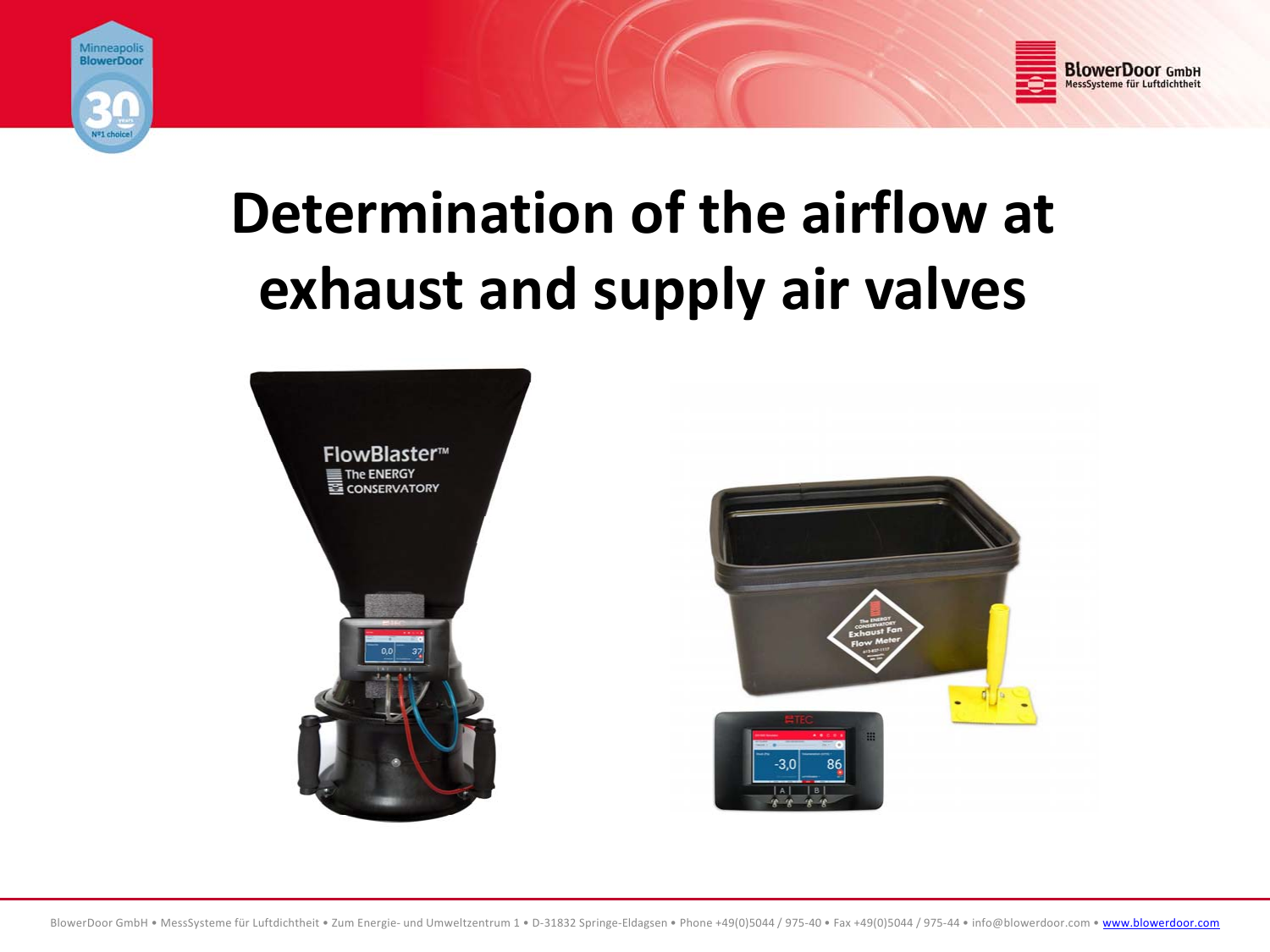# Determination of the airflow at exhaust and supply air valves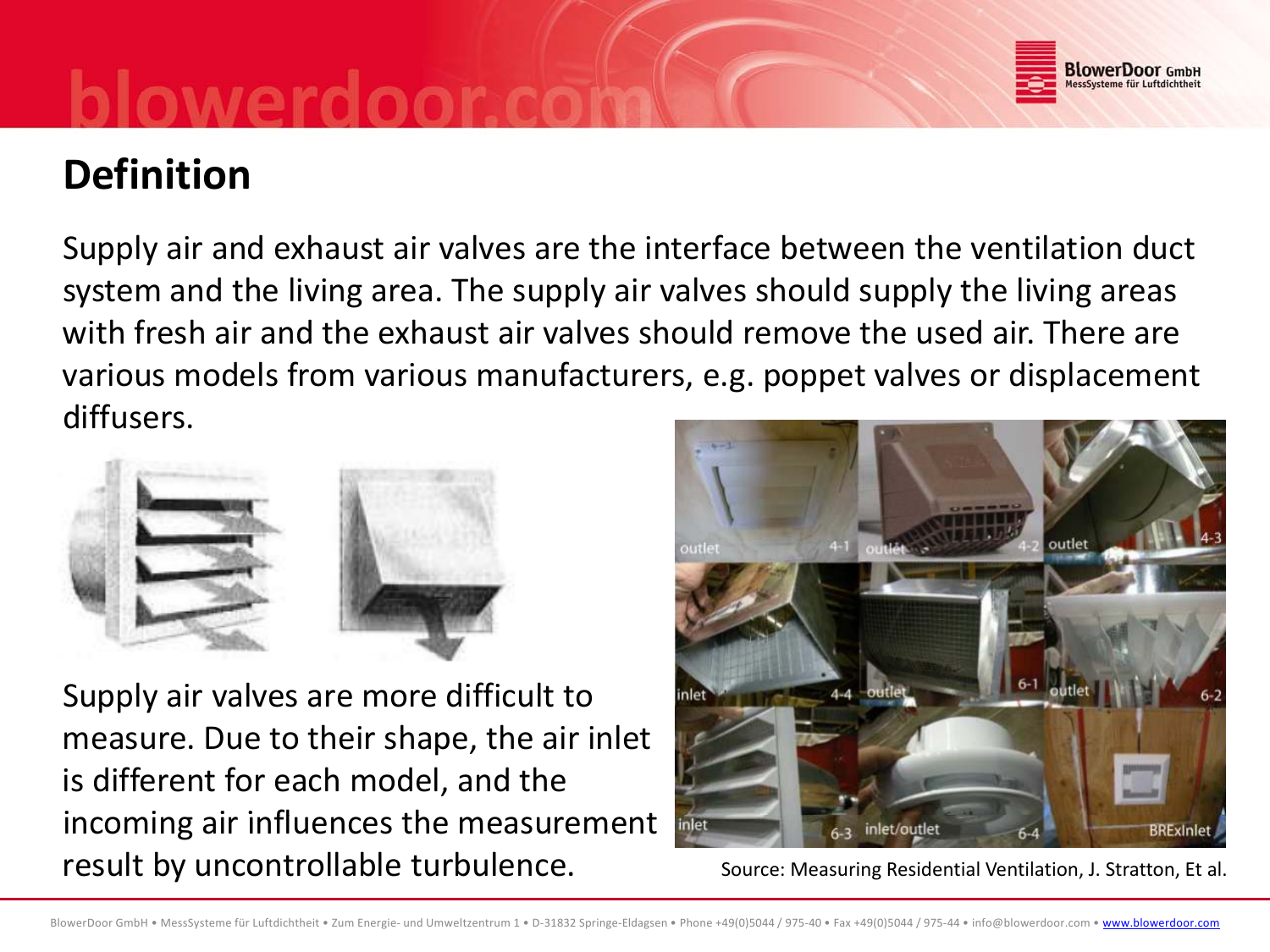# Definition

Supply air and exhaust air valves are the interface between the ventilation duct system and the living area. The supply air valves should supply the living areas with fresh air and the exhaust air valves should remove the used air. There are various models from various manufacturers, e.g. poppet valves or displacement diffusers.

Supply air valves are more difficult to measure. Due to their shape, the air inlet is different for each model, and the incoming air influences the measurement result by uncontrollable turbulence.

Source: Measuring Residential Ventilation, J. Stratton, Et al.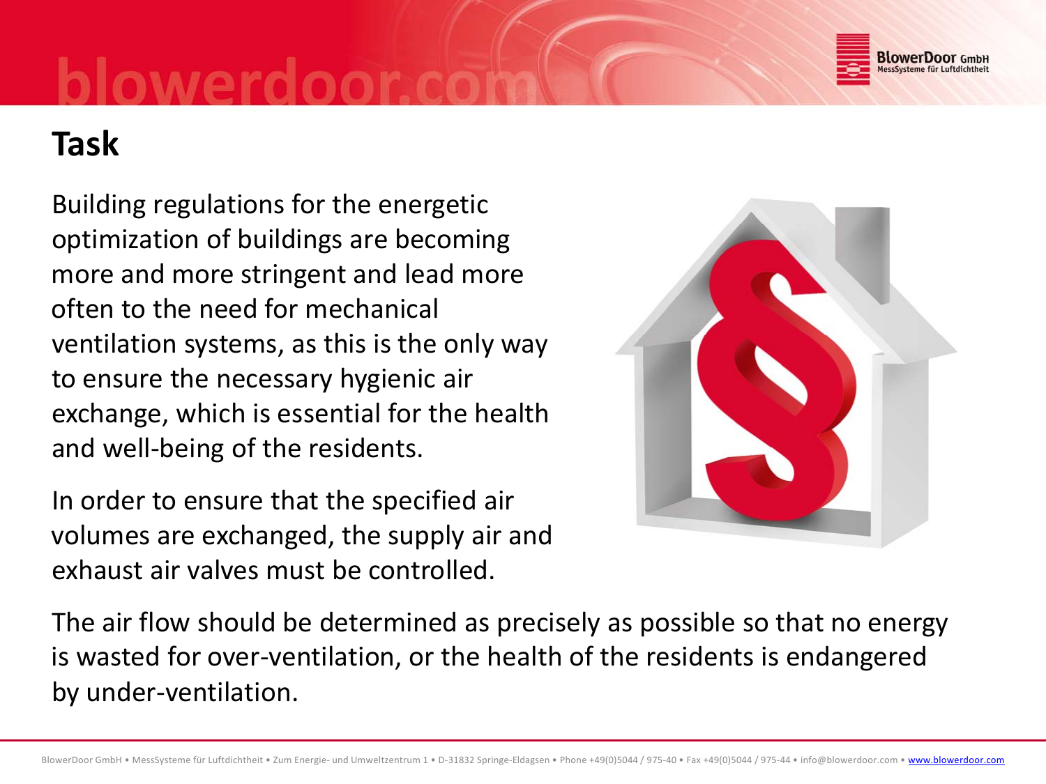# Task

Building regulations for the energetic optimization of buildings are becoming more and more stringent and lead more often to the need for mechanical ventilation systems, as this is the only way to ensure the necessary hygienic air exchange, which is essential for the health and well-being of the residents.

In order to ensure that the specified air volumes are exchanged, the supply air and exhaust air valves must be controlled.

The air flow should be determined as precisely as possible so that no energy is wasted for over-ventilation, or the health of the residents is endangered by under-ventilation.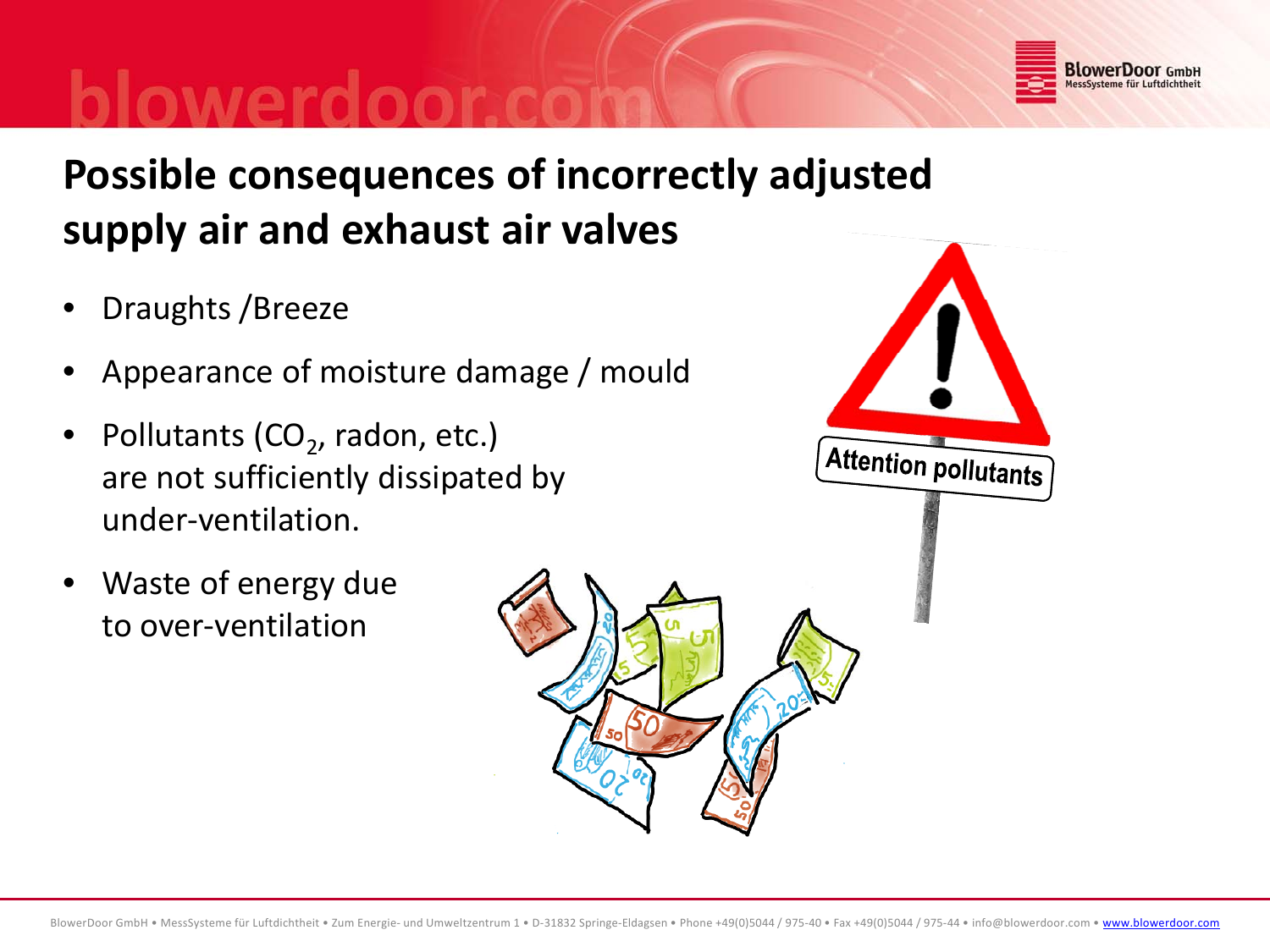## Possible consequences of incorrectly adjusted supply air and exhaust air valves

- Draughts /Breeze
- Appearance of moisture damage / mould
- Pollutants ($CO_2$, radon, etc.) are not sufficiently dissipated by under-ventilation.
- Waste of energy due to over-ventilation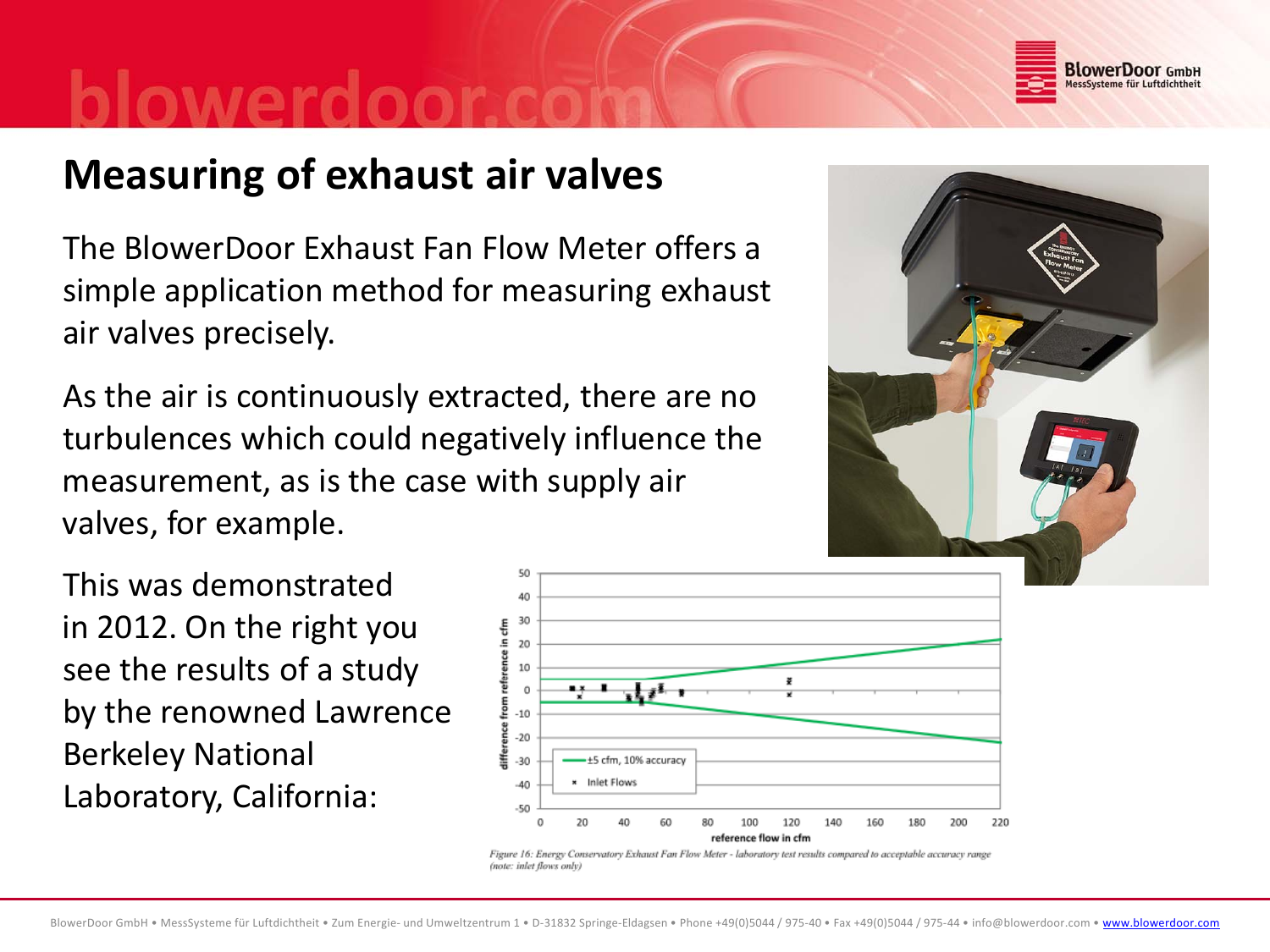# Measuring of exhaust air valves

The BlowerDoor Exhaust Fan Flow Meter offers a simple application method for measuring exhaust air valves precisely.

As the air is continuously extracted, there are no turbulences which could negatively influence the measurement, as is the case with supply air valves, for example.

This was demonstrated in 2012. On the right you see the results of a study by the renowned Lawrence Berkeley National Laboratory, California:

*Figure 16: Energy Conservatory Exhaust Fan Flow Meter - laboratory test results compared to acceptable accuracy range (note: inlet flows only)*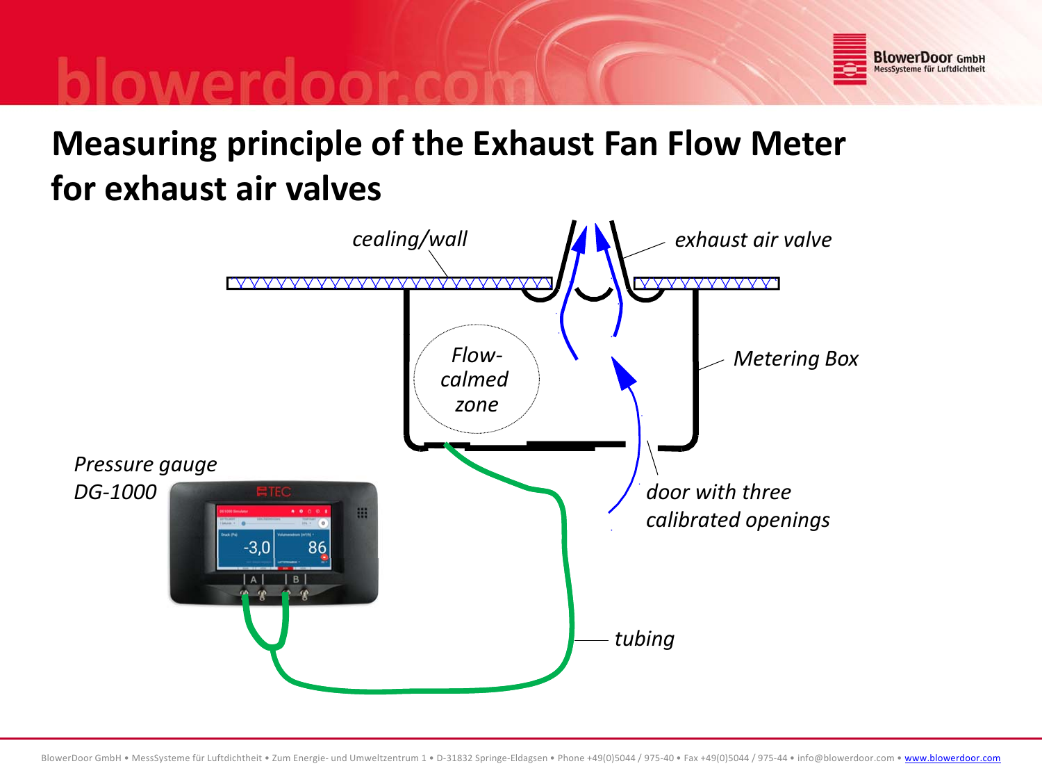# Measuring principle of the Exhaust Fan Flow Meter for exhaust air valves

*cealing/wall*

*exhaust air valve*

*Flow-calmed zone*

*Metering Box*

*Pressure gauge DG-1000*

*door with three calibrated openings*

*tubing*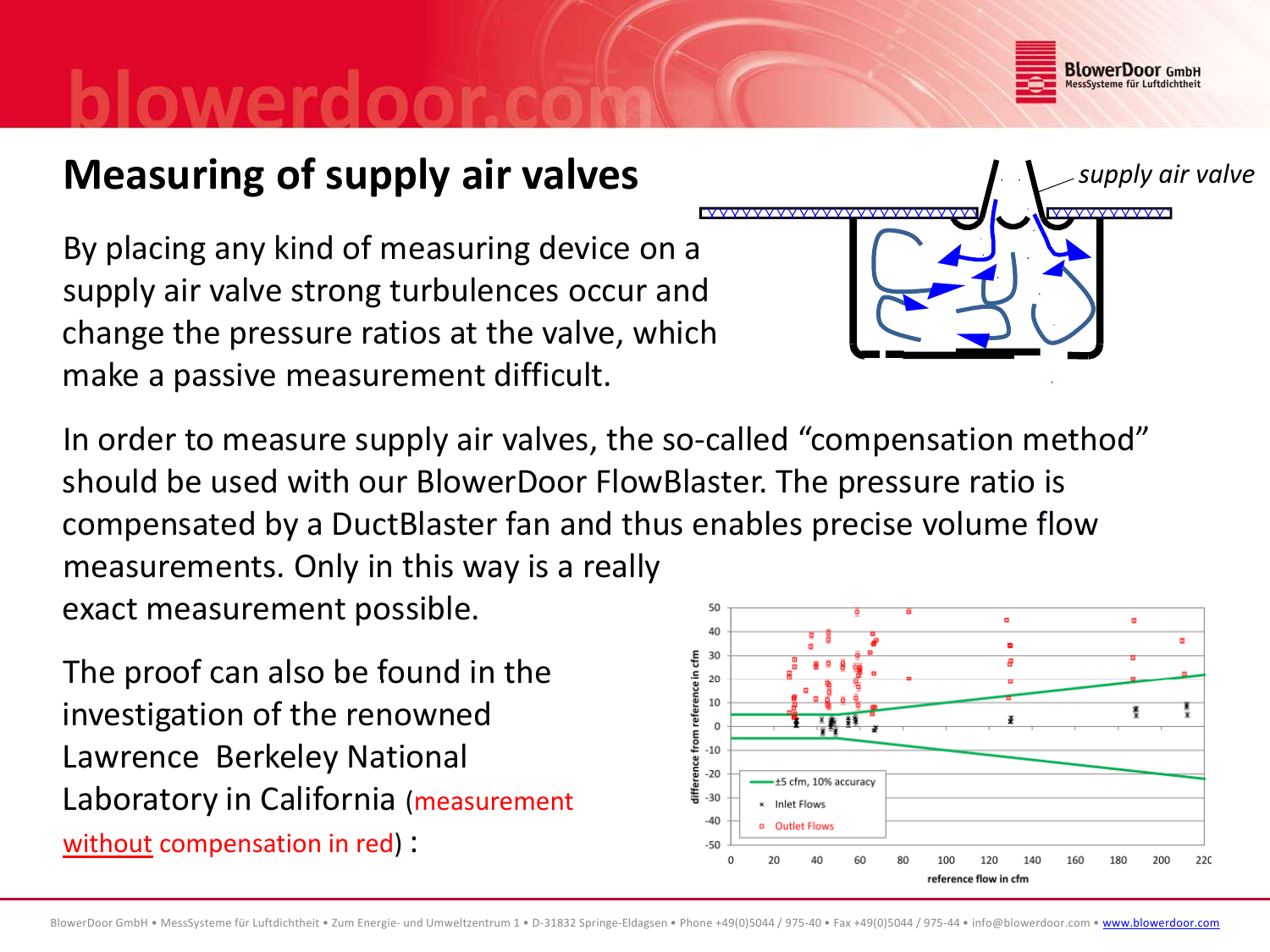# Measuring of supply air valves

By placing any kind of measuring device on a supply air valve strong turbulences occur and change the pressure ratios at the valve, which make a passive measurement difficult.

supply air valve

In order to measure supply air valves, the so-called "compensation method" should be used with our BlowerDoor FlowBlaster. The pressure ratio is compensated by a DuctBlaster fan and thus enables precise volume flow measurements. Only in this way is a really exact measurement possible.

The proof can also be found in the investigation of the renowned Lawrence Berkeley National Laboratory in California (measurement without compensation in red) :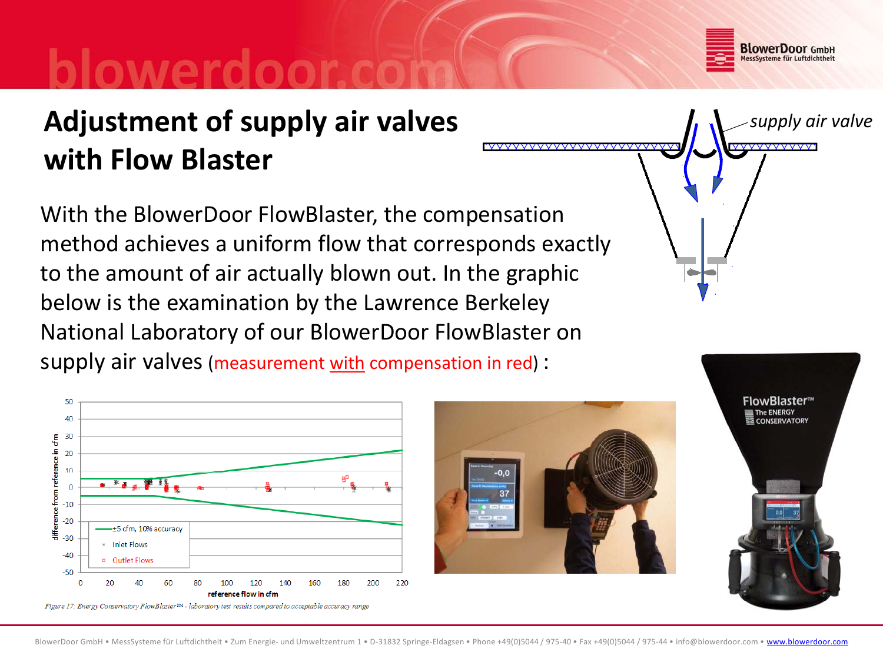# Adjustment of supply air valves with Flow Blaster

With the BlowerDoor FlowBlaster, the compensation method achieves a uniform flow that corresponds exactly to the amount of air actually blown out. In the graphic below is the examination by the Lawrence Berkeley National Laboratory of our BlowerDoor FlowBlaster on supply air valves (measurement with compensation in red) :

*Figure 17. Energy Conservatory FlowBlaster™ - laboratory test results compared to acceptable accuracy range*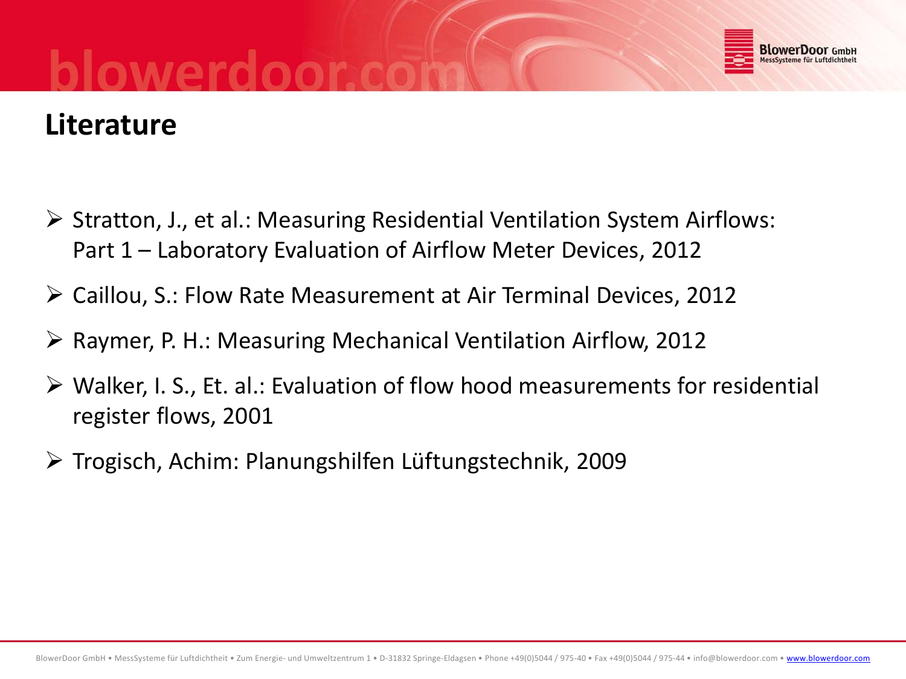# Literature

- Stratton, J., et al.: Measuring Residential Ventilation System Airflows: Part 1 – Laboratory Evaluation of Airflow Meter Devices, 2012
- Caillou, S.: Flow Rate Measurement at Air Terminal Devices, 2012
- Raymer, P. H.: Measuring Mechanical Ventilation Airflow, 2012
- Walker, I. S., Et. al.: Evaluation of flow hood measurements for residential register flows, 2001
- Trogisch, Achim: Planungshilfen Lüftungstechnik, 2009